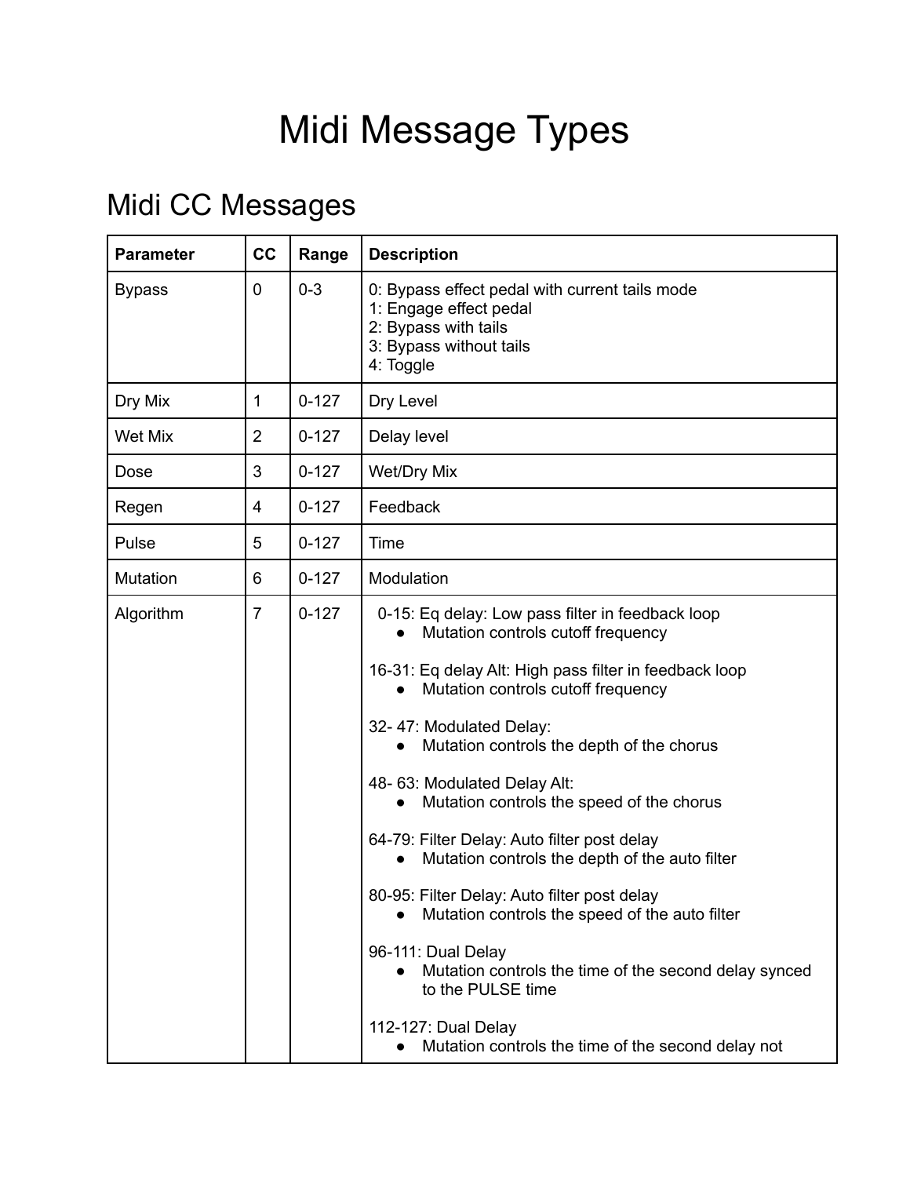# Midi Message Types

## Midi CC Messages

| Parameter | CC | Range | Description |
|---|---|---|---|
| Bypass | 0 | 0-3 | 0: Bypass effect pedal with current tails mode<br>1: Engage effect pedal<br>2: Bypass with tails<br>3: Bypass without tails<br>4: Toggle |
| Dry Mix | 1 | 0-127 | Dry Level |
| Wet Mix | 2 | 0-127 | Delay level |
| Dose | 3 | 0-127 | Wet/Dry Mix |
| Regen | 4 | 0-127 | Feedback |
| Pulse | 5 | 0-127 | Time |
| Mutation | 6 | 0-127 | Modulation |
| Algorithm | 7 | 0-127 | 0-15: Eq delay: Low pass filter in feedback loop<br>● Mutation controls cutoff frequency<br><br>16-31: Eq delay Alt: High pass filter in feedback loop<br>● Mutation controls cutoff frequency<br><br>32- 47: Modulated Delay:<br>● Mutation controls the depth of the chorus<br><br>48- 63: Modulated Delay Alt:<br>● Mutation controls the speed of the chorus<br><br>64-79: Filter Delay: Auto filter post delay<br>● Mutation controls the depth of the auto filter<br><br>80-95: Filter Delay: Auto filter post delay<br>● Mutation controls the speed of the auto filter<br><br>96-111: Dual Delay<br>● Mutation controls the time of the second delay synced to the PULSE time<br><br>112-127: Dual Delay<br>● Mutation controls the time of the second delay not |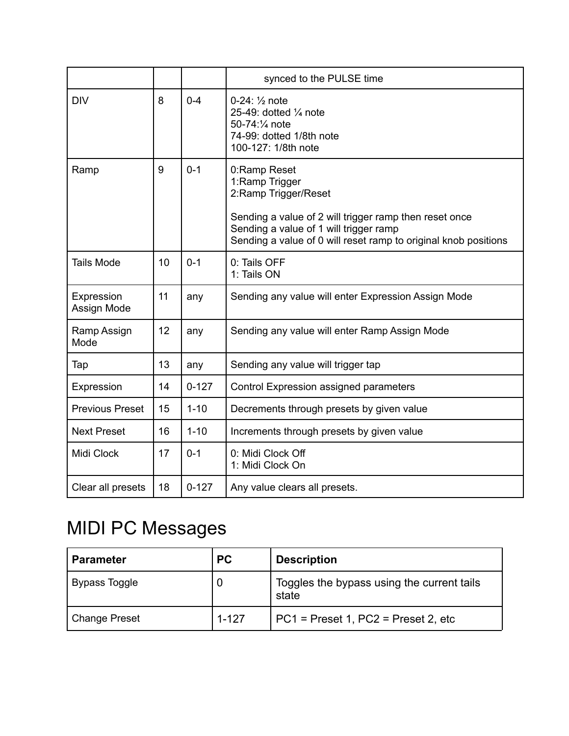| | | | |
|---|---|---|---|
| | | | synced to the PULSE time |
| DIV | 8 | 0-4 | 0-24: ½ note<br>25-49: dotted ¼ note<br>50-74:¼ note<br>74-99: dotted 1/8th note<br>100-127: 1/8th note |
| Ramp | 9 | 0-1 | 0:Ramp Reset<br>1:Ramp Trigger<br>2:Ramp Trigger/Reset<br><br>Sending a value of 2 will trigger ramp then reset once<br>Sending a value of 1 will trigger ramp<br>Sending a value of 0 will reset ramp to original knob positions |
| Tails Mode | 10 | 0-1 | 0: Tails OFF<br>1: Tails ON |
| Expression Assign Mode | 11 | any | Sending any value will enter Expression Assign Mode |
| Ramp Assign Mode | 12 | any | Sending any value will enter Ramp Assign Mode |
| Tap | 13 | any | Sending any value will trigger tap |
| Expression | 14 | 0-127 | Control Expression assigned parameters |
| Previous Preset | 15 | 1-10 | Decrements through presets by given value |
| Next Preset | 16 | 1-10 | Increments through presets by given value |
| Midi Clock | 17 | 0-1 | 0: Midi Clock Off<br>1: Midi Clock On |
| Clear all presets | 18 | 0-127 | Any value clears all presets. |

# MIDI PC Messages

| Parameter | PC | Description |
|---|---|---|
| Bypass Toggle | 0 | Toggles the bypass using the current tails state |
| Change Preset | 1-127 | PC1 = Preset 1, PC2 = Preset 2, etc |